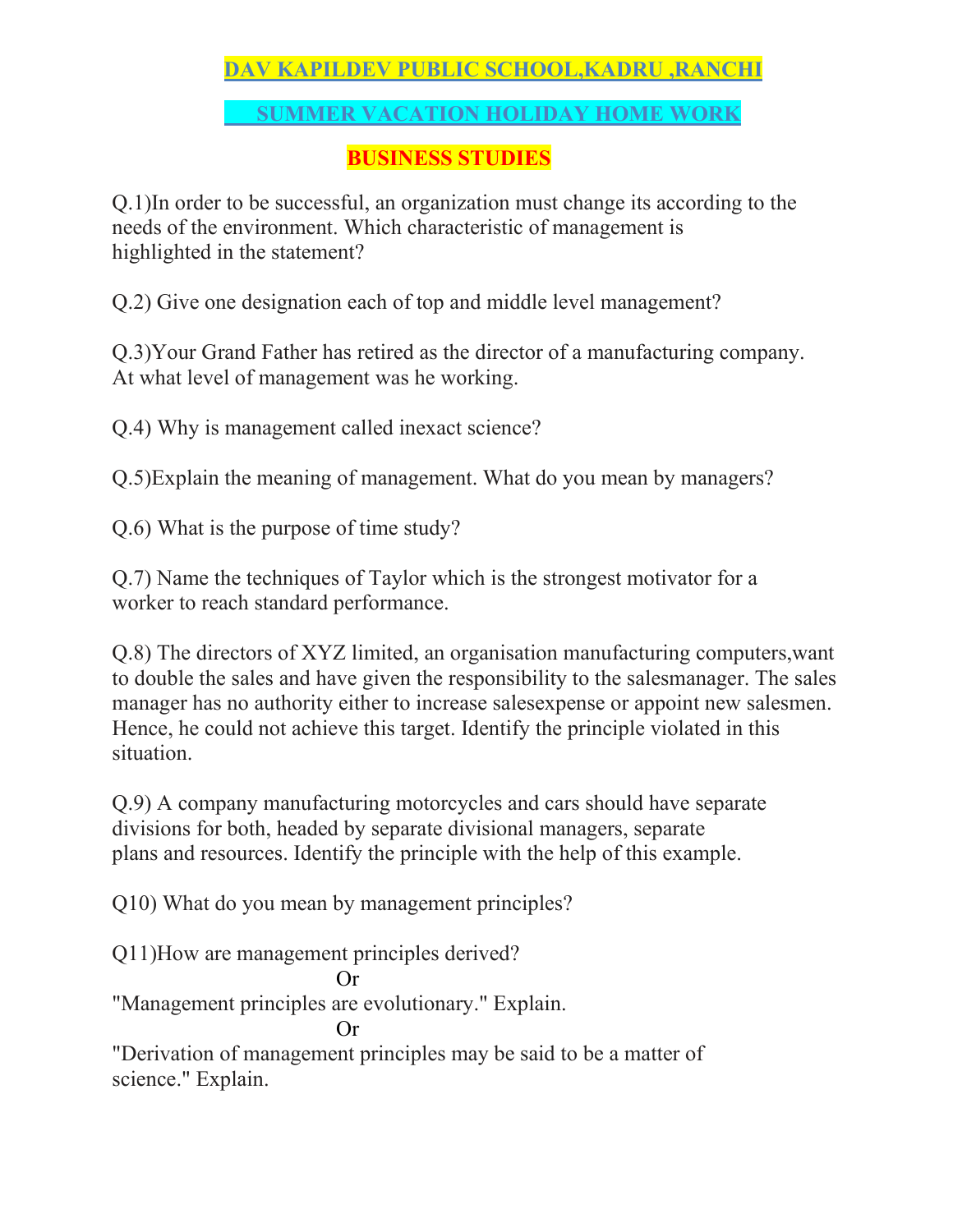# DAV KAPILDEV PUBLIC SCHOOL,KADRU ,RANCHI

## SUMMER VACATION HOLIDAY HOME WORK

### BUSINESS STUDIES

Q.1)In order to be successful, an organization must change its according to the needs of the environment. Which characteristic of management is highlighted in the statement?

Q.2) Give one designation each of top and middle level management?

Q.3)Your Grand Father has retired as the director of a manufacturing company. At what level of management was he working.

Q.4) Why is management called inexact science?

Q.5)Explain the meaning of management. What do you mean by managers?

Q.6) What is the purpose of time study?

Q.7) Name the techniques of Taylor which is the strongest motivator for a worker to reach standard performance.

Q.8) The directors of XYZ limited, an organisation manufacturing computers,want to double the sales and have given the responsibility to the salesmanager. The sales manager has no authority either to increase salesexpense or appoint new salesmen. Hence, he could not achieve this target. Identify the principle violated in this situation.

Q.9) A company manufacturing motorcycles and cars should have separate divisions for both, headed by separate divisional managers, separate plans and resources. Identify the principle with the help of this example.

Q10) What do you mean by management principles?

Q11)How are management principles derived?

Or

"Management principles are evolutionary." Explain.

Or

"Derivation of management principles may be said to be a matter of science." Explain.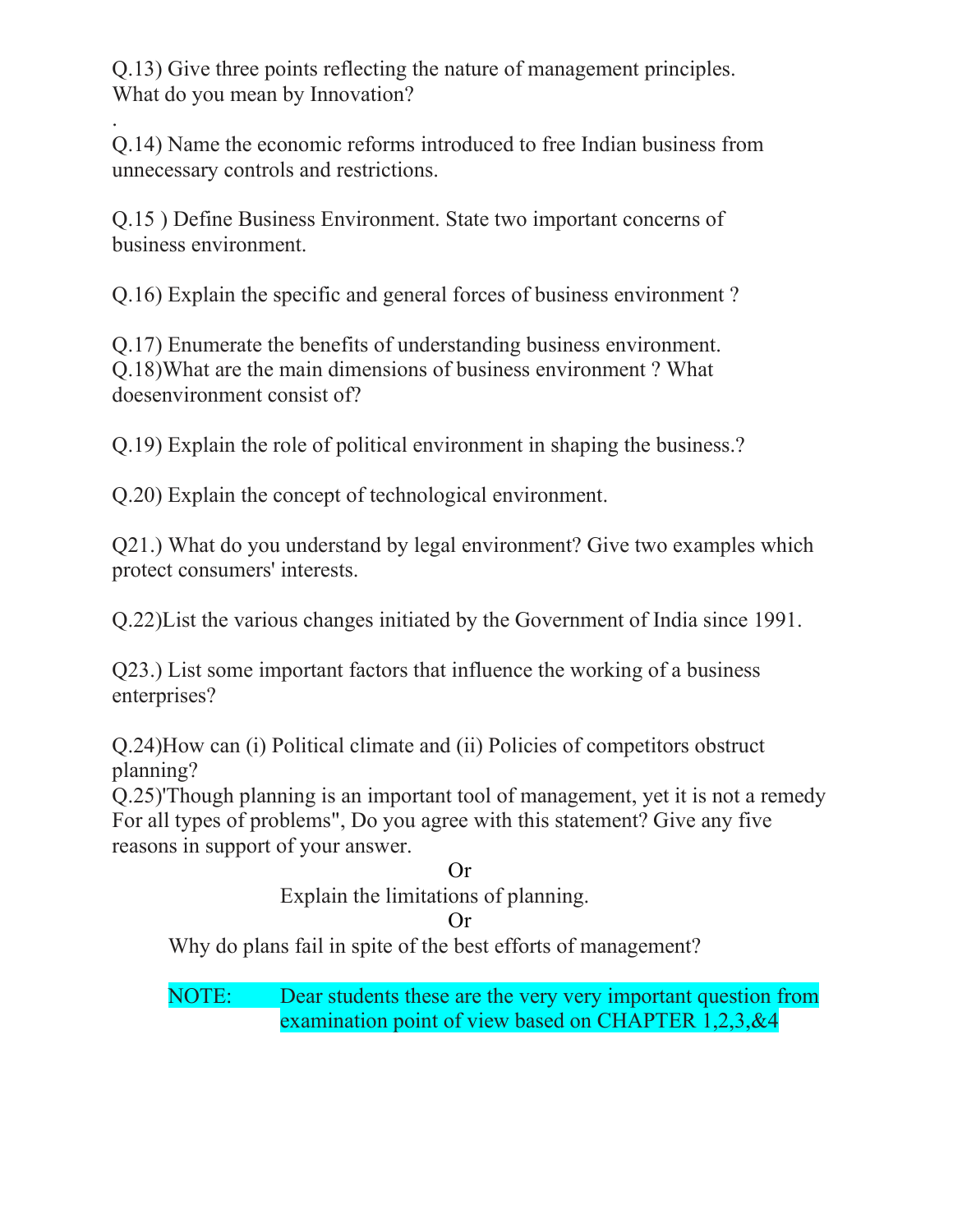Q.13) Give three points reflecting the nature of management principles.
What do you mean by Innovation?

.

Q.14) Name the economic reforms introduced to free Indian business from unnecessary controls and restrictions.

Q.15 ) Define Business Environment. State two important concerns of business environment.

Q.16) Explain the specific and general forces of business environment ?

Q.17) Enumerate the benefits of understanding business environment.

Q.18)What are the main dimensions of business environment ? What doesenvironment consist of?

Q.19) Explain the role of political environment in shaping the business.?

Q.20) Explain the concept of technological environment.

Q21.) What do you understand by legal environment? Give two examples which protect consumers' interests.

Q.22)List the various changes initiated by the Government of India since 1991.

Q23.) List some important factors that influence the working of a business enterprises?

Q.24)How can (i) Political climate and (ii) Policies of competitors obstruct planning?

Q.25)'Though planning is an important tool of management, yet it is not a remedy For all types of problems", Do you agree with this statement? Give any five reasons in support of your answer.

Or

Explain the limitations of planning.

Or

Why do plans fail in spite of the best efforts of management?

NOTE: Dear students these are the very very important question from examination point of view based on CHAPTER 1,2,3,&4